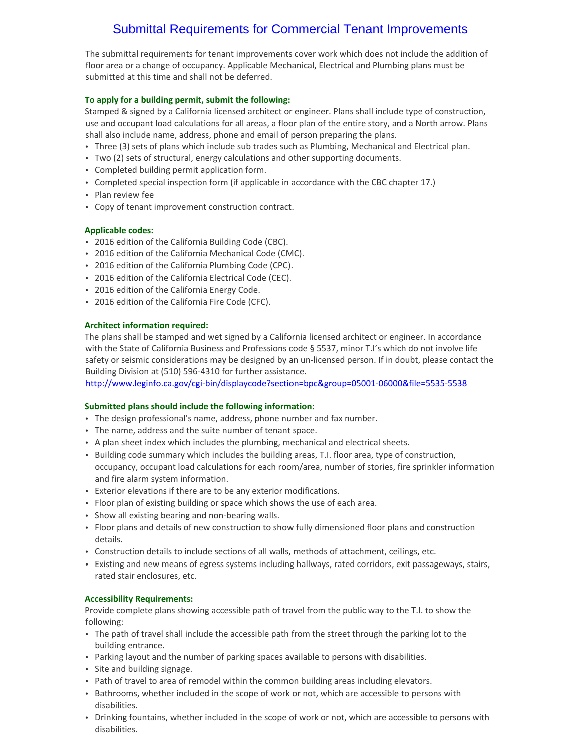# Submittal Requirements for Commercial Tenant Improvements

The submittal requirements for tenant improvements cover work which does not include the addition of floor area or a change of occupancy. Applicable Mechanical, Electrical and Plumbing plans must be submitted at this time and shall not be deferred.

**To apply for a building permit, submit the following:**

Stamped & signed by a California licensed architect or engineer. Plans shall include type of construction, use and occupant load calculations for all areas, a floor plan of the entire story, and a North arrow. Plans shall also include name, address, phone and email of person preparing the plans.

- Three (3) sets of plans which include sub trades such as Plumbing, Mechanical and Electrical plan.
- Two (2) sets of structural, energy calculations and other supporting documents.
- Completed building permit application form.
- Completed special inspection form (if applicable in accordance with the CBC chapter 17.)
- Plan review fee
- Copy of tenant improvement construction contract.

**Applicable codes:**

- 2016 edition of the California Building Code (CBC).
- 2016 edition of the California Mechanical Code (CMC).
- 2016 edition of the California Plumbing Code (CPC).
- 2016 edition of the California Electrical Code (CEC).
- 2016 edition of the California Energy Code.
- 2016 edition of the California Fire Code (CFC).

**Architect information required:**

The plans shall be stamped and wet signed by a California licensed architect or engineer. In accordance with the State of California Business and Professions code § 5537, minor T.I's which do not involve life safety or seismic considerations may be designed by an un-licensed person. If in doubt, please contact the Building Division at (510) 596-4310 for further assistance.
http://www.leginfo.ca.gov/cgi-bin/displaycode?section=bpc&group=05001-06000&file=5535-5538

**Submitted plans should include the following information:**

- The design professional's name, address, phone number and fax number.
- The name, address and the suite number of tenant space.
- A plan sheet index which includes the plumbing, mechanical and electrical sheets.
- Building code summary which includes the building areas, T.I. floor area, type of construction, occupancy, occupant load calculations for each room/area, number of stories, fire sprinkler information and fire alarm system information.
- Exterior elevations if there are to be any exterior modifications.
- Floor plan of existing building or space which shows the use of each area.
- Show all existing bearing and non-bearing walls.
- Floor plans and details of new construction to show fully dimensioned floor plans and construction details.
- Construction details to include sections of all walls, methods of attachment, ceilings, etc.
- Existing and new means of egress systems including hallways, rated corridors, exit passageways, stairs, rated stair enclosures, etc.

**Accessibility Requirements:**

Provide complete plans showing accessible path of travel from the public way to the T.I. to show the following:

- The path of travel shall include the accessible path from the street through the parking lot to the building entrance.
- Parking layout and the number of parking spaces available to persons with disabilities.
- Site and building signage.
- Path of travel to area of remodel within the common building areas including elevators.
- Bathrooms, whether included in the scope of work or not, which are accessible to persons with disabilities.
- Drinking fountains, whether included in the scope of work or not, which are accessible to persons with disabilities.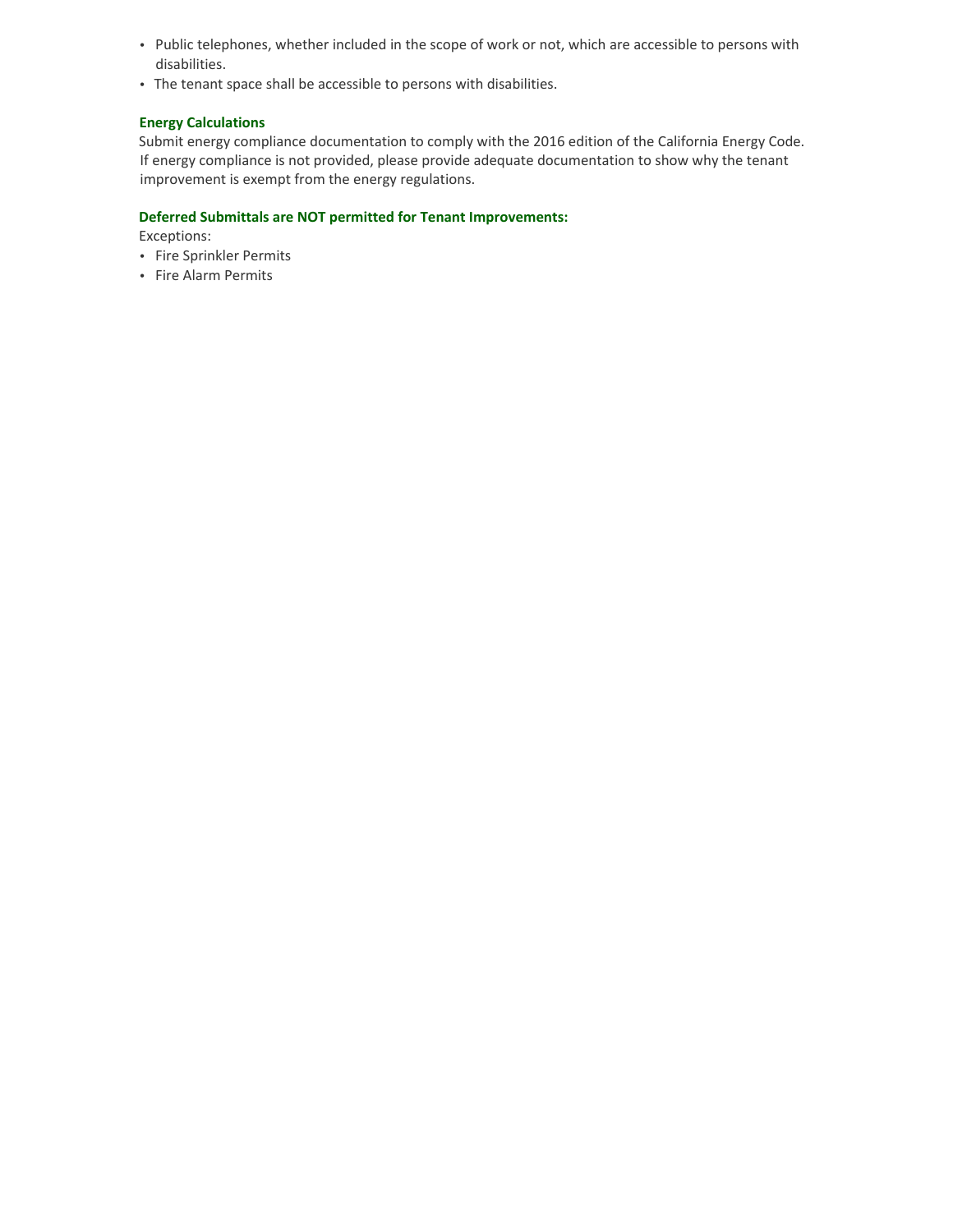- Public telephones, whether included in the scope of work or not, which are accessible to persons with disabilities.
- The tenant space shall be accessible to persons with disabilities.

**Energy Calculations**

Submit energy compliance documentation to comply with the 2016 edition of the California Energy Code. If energy compliance is not provided, please provide adequate documentation to show why the tenant improvement is exempt from the energy regulations.

**Deferred Submittals are NOT permitted for Tenant Improvements:**

Exceptions:

- Fire Sprinkler Permits
- Fire Alarm Permits